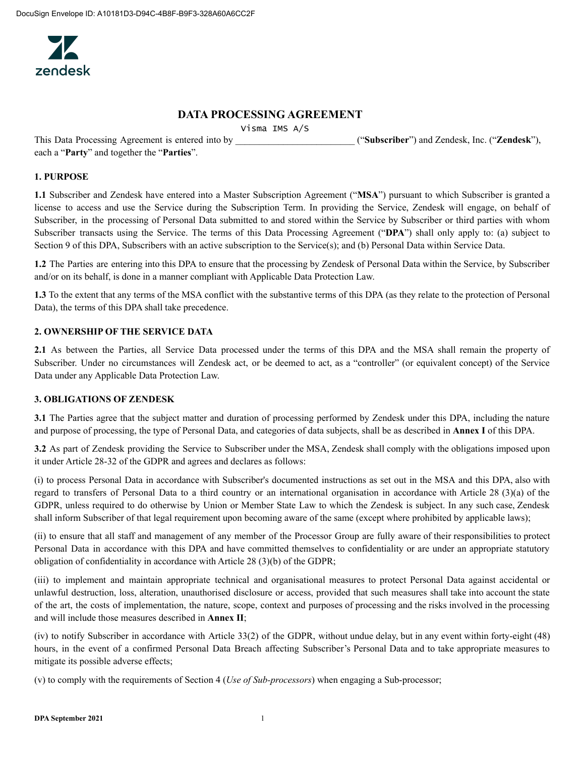# DATA PROCESSING AGREEMENT

This Data Processing Agreement is entered into by Visma IMS A/S ("**Subscriber**") and Zendesk, Inc. ("**Zendesk**"), each a "**Party**" and together the "**Parties**".

## 1. PURPOSE

**1.1** Subscriber and Zendesk have entered into a Master Subscription Agreement ("**MSA**") pursuant to which Subscriber is granted a license to access and use the Service during the Subscription Term. In providing the Service, Zendesk will engage, on behalf of Subscriber, in the processing of Personal Data submitted to and stored within the Service by Subscriber or third parties with whom Subscriber transacts using the Service. The terms of this Data Processing Agreement ("**DPA**") shall only apply to: (a) subject to Section 9 of this DPA, Subscribers with an active subscription to the Service(s); and (b) Personal Data within Service Data.

**1.2** The Parties are entering into this DPA to ensure that the processing by Zendesk of Personal Data within the Service, by Subscriber and/or on its behalf, is done in a manner compliant with Applicable Data Protection Law.

**1.3** To the extent that any terms of the MSA conflict with the substantive terms of this DPA (as they relate to the protection of Personal Data), the terms of this DPA shall take precedence.

## 2. OWNERSHIP OF THE SERVICE DATA

**2.1** As between the Parties, all Service Data processed under the terms of this DPA and the MSA shall remain the property of Subscriber. Under no circumstances will Zendesk act, or be deemed to act, as a "controller" (or equivalent concept) of the Service Data under any Applicable Data Protection Law.

## 3. OBLIGATIONS OF ZENDESK

**3.1** The Parties agree that the subject matter and duration of processing performed by Zendesk under this DPA, including the nature and purpose of processing, the type of Personal Data, and categories of data subjects, shall be as described in **Annex I** of this DPA.

**3.2** As part of Zendesk providing the Service to Subscriber under the MSA, Zendesk shall comply with the obligations imposed upon it under Article 28-32 of the GDPR and agrees and declares as follows:

(i) to process Personal Data in accordance with Subscriber's documented instructions as set out in the MSA and this DPA, also with regard to transfers of Personal Data to a third country or an international organisation in accordance with Article 28 (3)(a) of the GDPR, unless required to do otherwise by Union or Member State Law to which the Zendesk is subject. In any such case, Zendesk shall inform Subscriber of that legal requirement upon becoming aware of the same (except where prohibited by applicable laws);

(ii) to ensure that all staff and management of any member of the Processor Group are fully aware of their responsibilities to protect Personal Data in accordance with this DPA and have committed themselves to confidentiality or are under an appropriate statutory obligation of confidentiality in accordance with Article 28 (3)(b) of the GDPR;

(iii) to implement and maintain appropriate technical and organisational measures to protect Personal Data against accidental or unlawful destruction, loss, alteration, unauthorised disclosure or access, provided that such measures shall take into account the state of the art, the costs of implementation, the nature, scope, context and purposes of processing and the risks involved in the processing and will include those measures described in **Annex II**;

(iv) to notify Subscriber in accordance with Article 33(2) of the GDPR, without undue delay, but in any event within forty-eight (48) hours, in the event of a confirmed Personal Data Breach affecting Subscriber's Personal Data and to take appropriate measures to mitigate its possible adverse effects;

(v) to comply with the requirements of Section 4 (*Use of Sub-processors*) when engaging a Sub-processor;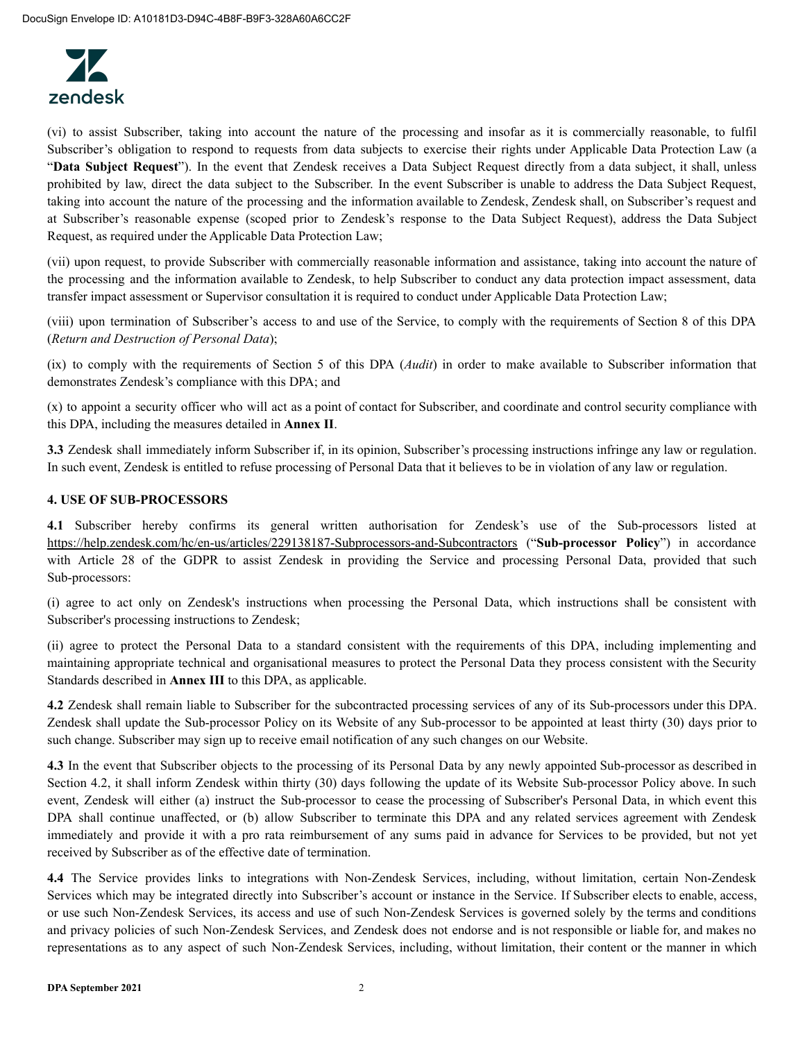(vi) to assist Subscriber, taking into account the nature of the processing and insofar as it is commercially reasonable, to fulfil Subscriber's obligation to respond to requests from data subjects to exercise their rights under Applicable Data Protection Law (a "**Data Subject Request**"). In the event that Zendesk receives a Data Subject Request directly from a data subject, it shall, unless prohibited by law, direct the data subject to the Subscriber. In the event Subscriber is unable to address the Data Subject Request, taking into account the nature of the processing and the information available to Zendesk, Zendesk shall, on Subscriber's request and at Subscriber's reasonable expense (scoped prior to Zendesk's response to the Data Subject Request), address the Data Subject Request, as required under the Applicable Data Protection Law;

(vii) upon request, to provide Subscriber with commercially reasonable information and assistance, taking into account the nature of the processing and the information available to Zendesk, to help Subscriber to conduct any data protection impact assessment, data transfer impact assessment or Supervisor consultation it is required to conduct under Applicable Data Protection Law;

(viii) upon termination of Subscriber's access to and use of the Service, to comply with the requirements of Section 8 of this DPA (*Return and Destruction of Personal Data*);

(ix) to comply with the requirements of Section 5 of this DPA (*Audit*) in order to make available to Subscriber information that demonstrates Zendesk's compliance with this DPA; and

(x) to appoint a security officer who will act as a point of contact for Subscriber, and coordinate and control security compliance with this DPA, including the measures detailed in **Annex II**.

**3.3** Zendesk shall immediately inform Subscriber if, in its opinion, Subscriber's processing instructions infringe any law or regulation. In such event, Zendesk is entitled to refuse processing of Personal Data that it believes to be in violation of any law or regulation.

**4. USE OF SUB-PROCESSORS**

**4.1** Subscriber hereby confirms its general written authorisation for Zendesk's use of the Sub-processors listed at https://help.zendesk.com/hc/en-us/articles/229138187-Subprocessors-and-Subcontractors ("**Sub-processor Policy**") in accordance with Article 28 of the GDPR to assist Zendesk in providing the Service and processing Personal Data, provided that such Sub-processors:

(i) agree to act only on Zendesk's instructions when processing the Personal Data, which instructions shall be consistent with Subscriber's processing instructions to Zendesk;

(ii) agree to protect the Personal Data to a standard consistent with the requirements of this DPA, including implementing and maintaining appropriate technical and organisational measures to protect the Personal Data they process consistent with the Security Standards described in **Annex III** to this DPA, as applicable.

**4.2** Zendesk shall remain liable to Subscriber for the subcontracted processing services of any of its Sub-processors under this DPA. Zendesk shall update the Sub-processor Policy on its Website of any Sub-processor to be appointed at least thirty (30) days prior to such change. Subscriber may sign up to receive email notification of any such changes on our Website.

**4.3** In the event that Subscriber objects to the processing of its Personal Data by any newly appointed Sub-processor as described in Section 4.2, it shall inform Zendesk within thirty (30) days following the update of its Website Sub-processor Policy above. In such event, Zendesk will either (a) instruct the Sub-processor to cease the processing of Subscriber's Personal Data, in which event this DPA shall continue unaffected, or (b) allow Subscriber to terminate this DPA and any related services agreement with Zendesk immediately and provide it with a pro rata reimbursement of any sums paid in advance for Services to be provided, but not yet received by Subscriber as of the effective date of termination.

**4.4** The Service provides links to integrations with Non-Zendesk Services, including, without limitation, certain Non-Zendesk Services which may be integrated directly into Subscriber's account or instance in the Service. If Subscriber elects to enable, access, or use such Non-Zendesk Services, its access and use of such Non-Zendesk Services is governed solely by the terms and conditions and privacy policies of such Non-Zendesk Services, and Zendesk does not endorse and is not responsible or liable for, and makes no representations as to any aspect of such Non-Zendesk Services, including, without limitation, their content or the manner in which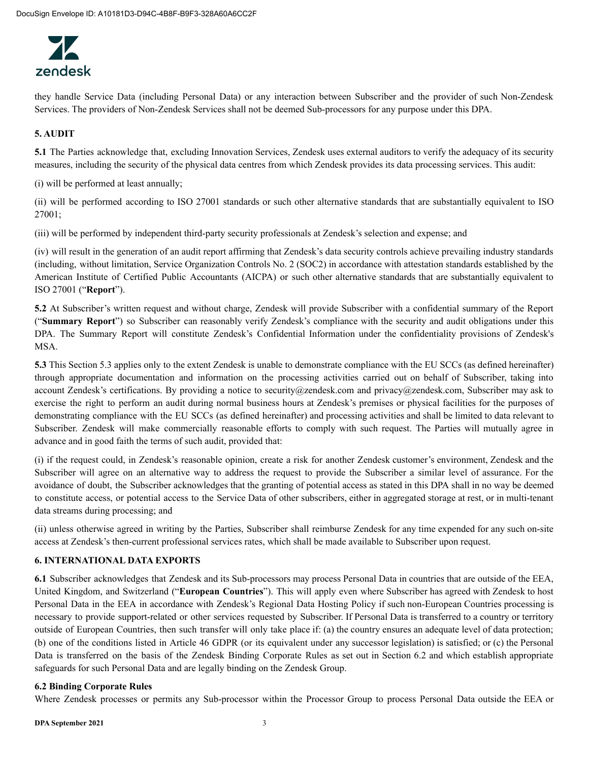they handle Service Data (including Personal Data) or any interaction between Subscriber and the provider of such Non-Zendesk Services. The providers of Non-Zendesk Services shall not be deemed Sub-processors for any purpose under this DPA.

## 5. AUDIT

**5.1** The Parties acknowledge that, excluding Innovation Services, Zendesk uses external auditors to verify the adequacy of its security measures, including the security of the physical data centres from which Zendesk provides its data processing services. This audit:

(i) will be performed at least annually;

(ii) will be performed according to ISO 27001 standards or such other alternative standards that are substantially equivalent to ISO 27001;

(iii) will be performed by independent third-party security professionals at Zendesk's selection and expense; and

(iv) will result in the generation of an audit report affirming that Zendesk's data security controls achieve prevailing industry standards (including, without limitation, Service Organization Controls No. 2 (SOC2) in accordance with attestation standards established by the American Institute of Certified Public Accountants (AICPA) or such other alternative standards that are substantially equivalent to ISO 27001 ("**Report**").

**5.2** At Subscriber's written request and without charge, Zendesk will provide Subscriber with a confidential summary of the Report ("**Summary Report**") so Subscriber can reasonably verify Zendesk's compliance with the security and audit obligations under this DPA. The Summary Report will constitute Zendesk's Confidential Information under the confidentiality provisions of Zendesk's MSA.

**5.3** This Section 5.3 applies only to the extent Zendesk is unable to demonstrate compliance with the EU SCCs (as defined hereinafter) through appropriate documentation and information on the processing activities carried out on behalf of Subscriber, taking into account Zendesk's certifications. By providing a notice to security@zendesk.com and privacy@zendesk.com, Subscriber may ask to exercise the right to perform an audit during normal business hours at Zendesk's premises or physical facilities for the purposes of demonstrating compliance with the EU SCCs (as defined hereinafter) and processing activities and shall be limited to data relevant to Subscriber. Zendesk will make commercially reasonable efforts to comply with such request. The Parties will mutually agree in advance and in good faith the terms of such audit, provided that:

(i) if the request could, in Zendesk's reasonable opinion, create a risk for another Zendesk customer's environment, Zendesk and the Subscriber will agree on an alternative way to address the request to provide the Subscriber a similar level of assurance. For the avoidance of doubt, the Subscriber acknowledges that the granting of potential access as stated in this DPA shall in no way be deemed to constitute access, or potential access to the Service Data of other subscribers, either in aggregated storage at rest, or in multi-tenant data streams during processing; and

(ii) unless otherwise agreed in writing by the Parties, Subscriber shall reimburse Zendesk for any time expended for any such on-site access at Zendesk's then-current professional services rates, which shall be made available to Subscriber upon request.

## 6. INTERNATIONAL DATA EXPORTS

**6.1** Subscriber acknowledges that Zendesk and its Sub-processors may process Personal Data in countries that are outside of the EEA, United Kingdom, and Switzerland ("**European Countries**"). This will apply even where Subscriber has agreed with Zendesk to host Personal Data in the EEA in accordance with Zendesk's Regional Data Hosting Policy if such non-European Countries processing is necessary to provide support-related or other services requested by Subscriber. If Personal Data is transferred to a country or territory outside of European Countries, then such transfer will only take place if: (a) the country ensures an adequate level of data protection; (b) one of the conditions listed in Article 46 GDPR (or its equivalent under any successor legislation) is satisfied; or (c) the Personal Data is transferred on the basis of the Zendesk Binding Corporate Rules as set out in Section 6.2 and which establish appropriate safeguards for such Personal Data and are legally binding on the Zendesk Group.

### 6.2 Binding Corporate Rules

Where Zendesk processes or permits any Sub-processor within the Processor Group to process Personal Data outside the EEA or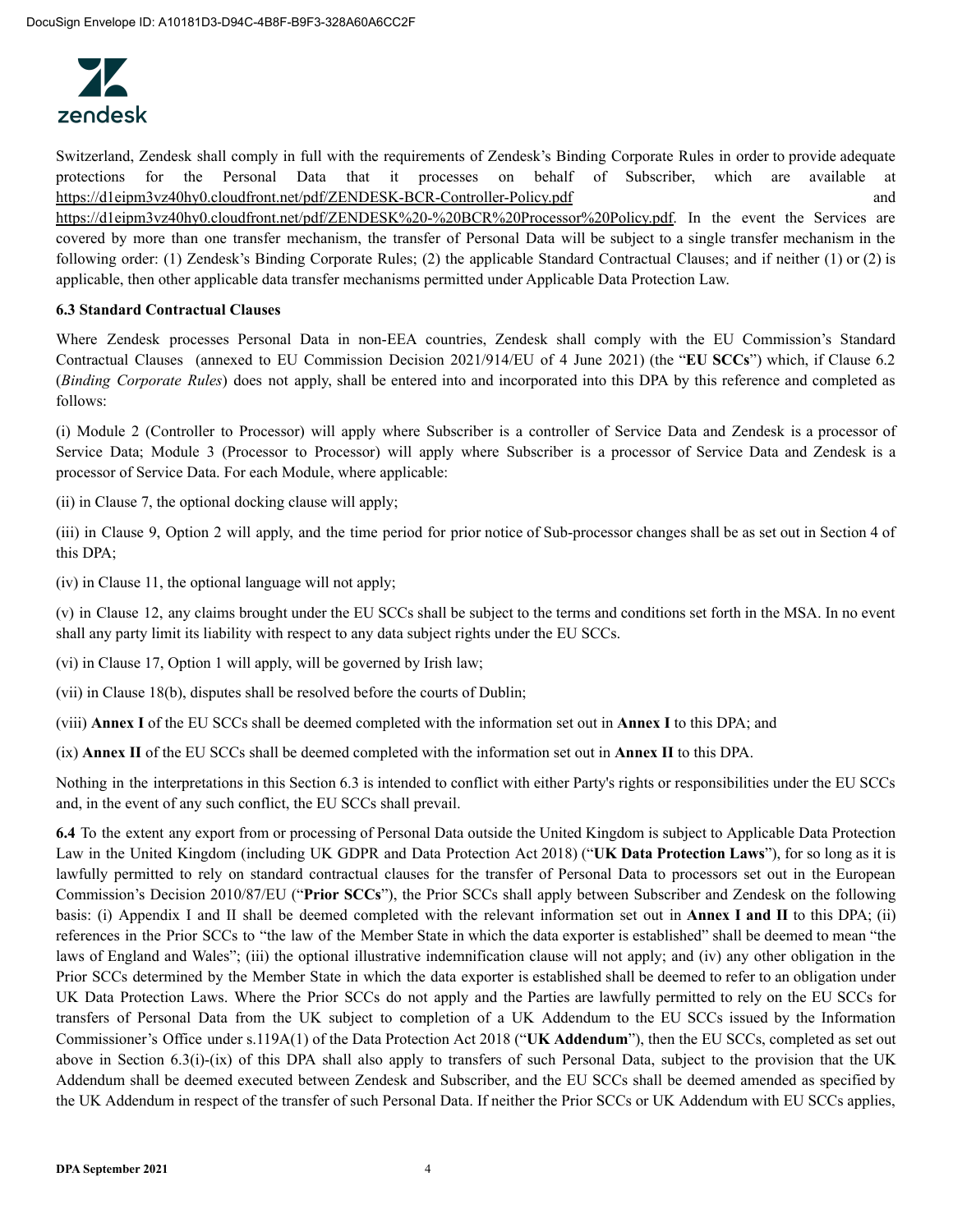Switzerland, Zendesk shall comply in full with the requirements of Zendesk's Binding Corporate Rules in order to provide adequate protections for the Personal Data that it processes on behalf of Subscriber, which are available at https://d1eipm3vz40hy0.cloudfront.net/pdf/ZENDESK-BCR-Controller-Policy.pdf and https://d1eipm3vz40hy0.cloudfront.net/pdf/ZENDESK%20-%20BCR%20Processor%20Policy.pdf. In the event the Services are covered by more than one transfer mechanism, the transfer of Personal Data will be subject to a single transfer mechanism in the following order: (1) Zendesk's Binding Corporate Rules; (2) the applicable Standard Contractual Clauses; and if neither (1) or (2) is applicable, then other applicable data transfer mechanisms permitted under Applicable Data Protection Law.

**6.3 Standard Contractual Clauses**

Where Zendesk processes Personal Data in non-EEA countries, Zendesk shall comply with the EU Commission's Standard Contractual Clauses (annexed to EU Commission Decision 2021/914/EU of 4 June 2021) (the "**EU SCCs**") which, if Clause 6.2 (*Binding Corporate Rules*) does not apply, shall be entered into and incorporated into this DPA by this reference and completed as follows:

(i) Module 2 (Controller to Processor) will apply where Subscriber is a controller of Service Data and Zendesk is a processor of Service Data; Module 3 (Processor to Processor) will apply where Subscriber is a processor of Service Data and Zendesk is a processor of Service Data. For each Module, where applicable:

(ii) in Clause 7, the optional docking clause will apply;

(iii) in Clause 9, Option 2 will apply, and the time period for prior notice of Sub-processor changes shall be as set out in Section 4 of this DPA;

(iv) in Clause 11, the optional language will not apply;

(v) in Clause 12, any claims brought under the EU SCCs shall be subject to the terms and conditions set forth in the MSA. In no event shall any party limit its liability with respect to any data subject rights under the EU SCCs.

(vi) in Clause 17, Option 1 will apply, will be governed by Irish law;

(vii) in Clause 18(b), disputes shall be resolved before the courts of Dublin;

(viii) **Annex I** of the EU SCCs shall be deemed completed with the information set out in **Annex I** to this DPA; and

(ix) **Annex II** of the EU SCCs shall be deemed completed with the information set out in **Annex II** to this DPA.

Nothing in the interpretations in this Section 6.3 is intended to conflict with either Party's rights or responsibilities under the EU SCCs and, in the event of any such conflict, the EU SCCs shall prevail.

**6.4** To the extent any export from or processing of Personal Data outside the United Kingdom is subject to Applicable Data Protection Law in the United Kingdom (including UK GDPR and Data Protection Act 2018) ("**UK Data Protection Laws**"), for so long as it is lawfully permitted to rely on standard contractual clauses for the transfer of Personal Data to processors set out in the European Commission's Decision 2010/87/EU ("**Prior SCCs**"), the Prior SCCs shall apply between Subscriber and Zendesk on the following basis: (i) Appendix I and II shall be deemed completed with the relevant information set out in **Annex I and II** to this DPA; (ii) references in the Prior SCCs to "the law of the Member State in which the data exporter is established" shall be deemed to mean "the laws of England and Wales"; (iii) the optional illustrative indemnification clause will not apply; and (iv) any other obligation in the Prior SCCs determined by the Member State in which the data exporter is established shall be deemed to refer to an obligation under UK Data Protection Laws. Where the Prior SCCs do not apply and the Parties are lawfully permitted to rely on the EU SCCs for transfers of Personal Data from the UK subject to completion of a UK Addendum to the EU SCCs issued by the Information Commissioner's Office under s.119A(1) of the Data Protection Act 2018 ("**UK Addendum**"), then the EU SCCs, completed as set out above in Section 6.3(i)-(ix) of this DPA shall also apply to transfers of such Personal Data, subject to the provision that the UK Addendum shall be deemed executed between Zendesk and Subscriber, and the EU SCCs shall be deemed amended as specified by the UK Addendum in respect of the transfer of such Personal Data. If neither the Prior SCCs or UK Addendum with EU SCCs applies,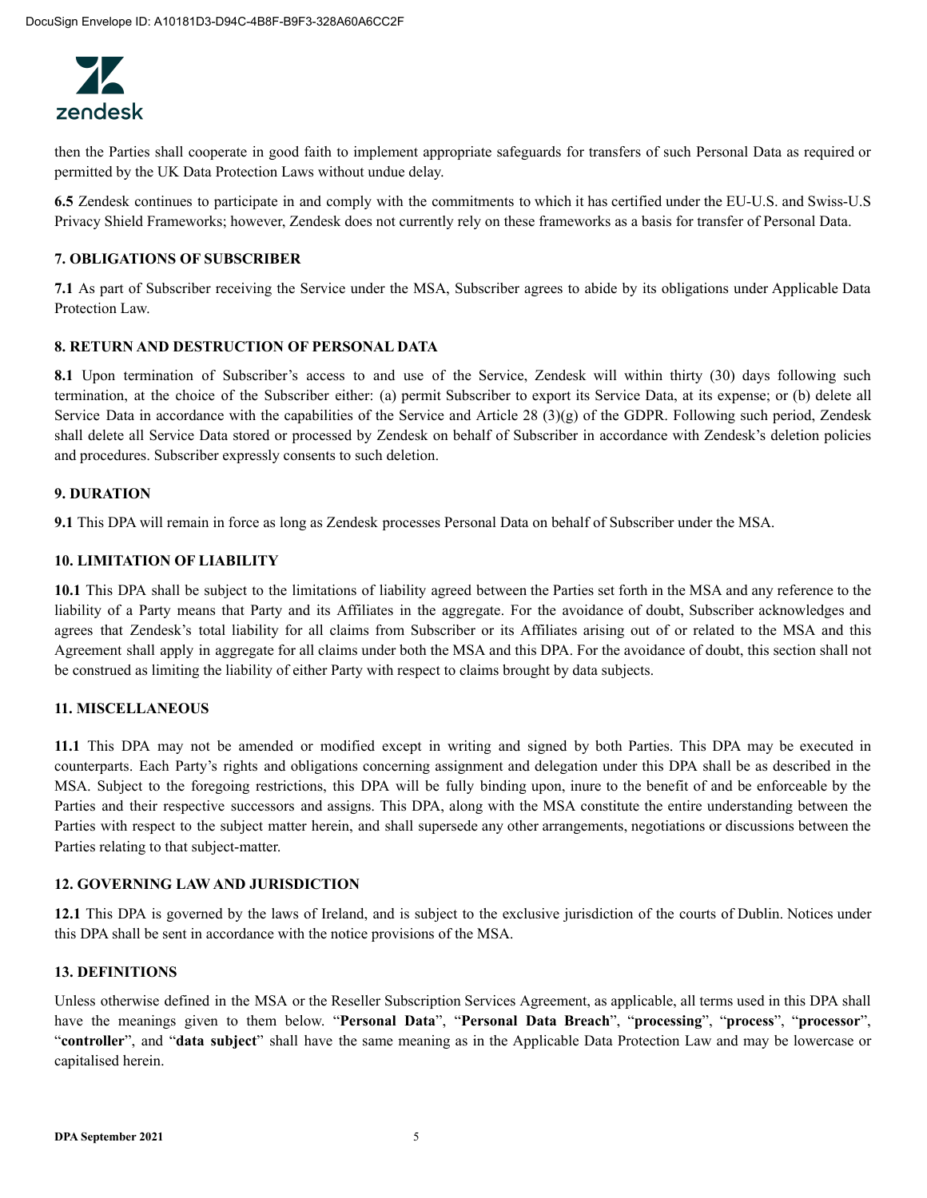then the Parties shall cooperate in good faith to implement appropriate safeguards for transfers of such Personal Data as required or permitted by the UK Data Protection Laws without undue delay.

**6.5** Zendesk continues to participate in and comply with the commitments to which it has certified under the EU-U.S. and Swiss-U.S Privacy Shield Frameworks; however, Zendesk does not currently rely on these frameworks as a basis for transfer of Personal Data.

### 7. OBLIGATIONS OF SUBSCRIBER

**7.1** As part of Subscriber receiving the Service under the MSA, Subscriber agrees to abide by its obligations under Applicable Data Protection Law.

### 8. RETURN AND DESTRUCTION OF PERSONAL DATA

**8.1** Upon termination of Subscriber's access to and use of the Service, Zendesk will within thirty (30) days following such termination, at the choice of the Subscriber either: (a) permit Subscriber to export its Service Data, at its expense; or (b) delete all Service Data in accordance with the capabilities of the Service and Article 28 (3)(g) of the GDPR. Following such period, Zendesk shall delete all Service Data stored or processed by Zendesk on behalf of Subscriber in accordance with Zendesk's deletion policies and procedures. Subscriber expressly consents to such deletion.

### 9. DURATION

**9.1** This DPA will remain in force as long as Zendesk processes Personal Data on behalf of Subscriber under the MSA.

### 10. LIMITATION OF LIABILITY

**10.1** This DPA shall be subject to the limitations of liability agreed between the Parties set forth in the MSA and any reference to the liability of a Party means that Party and its Affiliates in the aggregate. For the avoidance of doubt, Subscriber acknowledges and agrees that Zendesk's total liability for all claims from Subscriber or its Affiliates arising out of or related to the MSA and this Agreement shall apply in aggregate for all claims under both the MSA and this DPA. For the avoidance of doubt, this section shall not be construed as limiting the liability of either Party with respect to claims brought by data subjects.

### 11. MISCELLANEOUS

**11.1** This DPA may not be amended or modified except in writing and signed by both Parties. This DPA may be executed in counterparts. Each Party's rights and obligations concerning assignment and delegation under this DPA shall be as described in the MSA. Subject to the foregoing restrictions, this DPA will be fully binding upon, inure to the benefit of and be enforceable by the Parties and their respective successors and assigns. This DPA, along with the MSA constitute the entire understanding between the Parties with respect to the subject matter herein, and shall supersede any other arrangements, negotiations or discussions between the Parties relating to that subject-matter.

### 12. GOVERNING LAW AND JURISDICTION

**12.1** This DPA is governed by the laws of Ireland, and is subject to the exclusive jurisdiction of the courts of Dublin. Notices under this DPA shall be sent in accordance with the notice provisions of the MSA.

### 13. DEFINITIONS

Unless otherwise defined in the MSA or the Reseller Subscription Services Agreement, as applicable, all terms used in this DPA shall have the meanings given to them below. "**Personal Data**", "**Personal Data Breach**", "**processing**", "**process**", "**processor**", "**controller**", and "**data subject**" shall have the same meaning as in the Applicable Data Protection Law and may be lowercase or capitalised herein.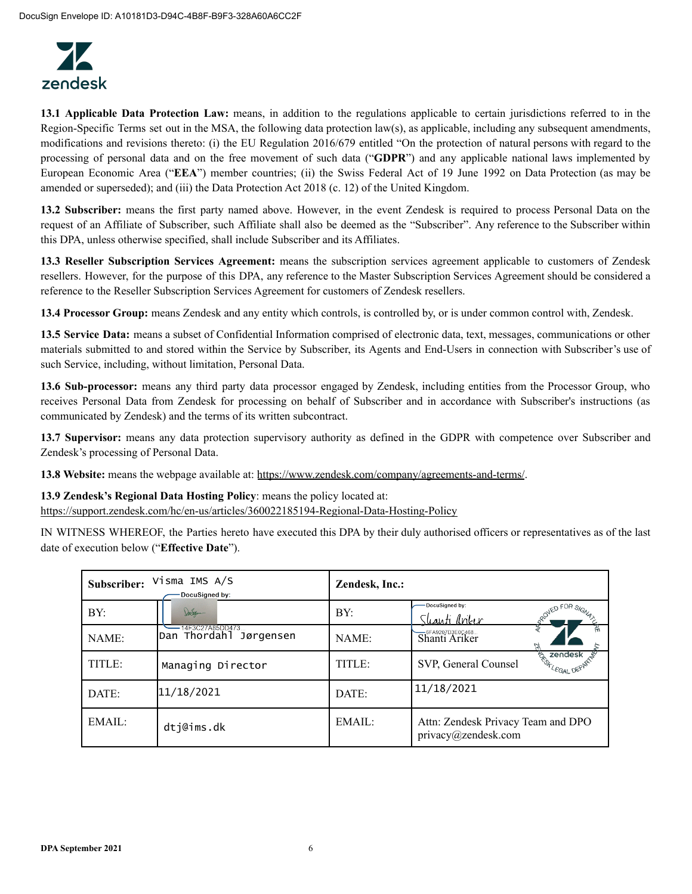DocuSign Envelope ID: A10181D3-D94C-4B8F-B9F3-328A60A6CC2F

**13.1 Applicable Data Protection Law:** means, in addition to the regulations applicable to certain jurisdictions referred to in the Region-Specific Terms set out in the MSA, the following data protection law(s), as applicable, including any subsequent amendments, modifications and revisions thereto: (i) the EU Regulation 2016/679 entitled "On the protection of natural persons with regard to the processing of personal data and on the free movement of such data ("**GDPR**") and any applicable national laws implemented by European Economic Area ("**EEA**") member countries; (ii) the Swiss Federal Act of 19 June 1992 on Data Protection (as may be amended or superseded); and (iii) the Data Protection Act 2018 (c. 12) of the United Kingdom.

**13.2 Subscriber:** means the first party named above. However, in the event Zendesk is required to process Personal Data on the request of an Affiliate of Subscriber, such Affiliate shall also be deemed as the "Subscriber". Any reference to the Subscriber within this DPA, unless otherwise specified, shall include Subscriber and its Affiliates.

**13.3 Reseller Subscription Services Agreement:** means the subscription services agreement applicable to customers of Zendesk resellers. However, for the purpose of this DPA, any reference to the Master Subscription Services Agreement should be considered a reference to the Reseller Subscription Services Agreement for customers of Zendesk resellers.

**13.4 Processor Group:** means Zendesk and any entity which controls, is controlled by, or is under common control with, Zendesk.

**13.5 Service Data:** means a subset of Confidential Information comprised of electronic data, text, messages, communications or other materials submitted to and stored within the Service by Subscriber, its Agents and End-Users in connection with Subscriber's use of such Service, including, without limitation, Personal Data.

**13.6 Sub-processor:** means any third party data processor engaged by Zendesk, including entities from the Processor Group, who receives Personal Data from Zendesk for processing on behalf of Subscriber and in accordance with Subscriber's instructions (as communicated by Zendesk) and the terms of its written subcontract.

**13.7 Supervisor:** means any data protection supervisory authority as defined in the GDPR with competence over Subscriber and Zendesk's processing of Personal Data.

**13.8 Website:** means the webpage available at: https://www.zendesk.com/company/agreements-and-terms/.

**13.9 Zendesk's Regional Data Hosting Policy**: means the policy located at: https://support.zendesk.com/hc/en-us/articles/360022185194-Regional-Data-Hosting-Policy

IN WITNESS WHEREOF, the Parties hereto have executed this DPA by their duly authorised officers or representatives as of the last date of execution below ("**Effective Date**").

| **Subscriber:** | Visma IMS A/S | **Zendesk, Inc.:** | |
|---|---|---|---|
| BY: | DocuSigned by: [signature] 14F3C27A85DD473... | BY: | DocuSigned by: Shanti Ariker 6FA9207D3E0C468... |
| NAME: | Dan Thordahl Jørgensen | NAME: | Shanti Ariker |
| TITLE: | Managing Director | TITLE: | SVP, General Counsel |
| DATE: | 11/18/2021 | DATE: | 11/18/2021 |
| EMAIL: | dtj@ims.dk | EMAIL: | Attn: Zendesk Privacy Team and DPO privacy@zendesk.com |

DPA September 2021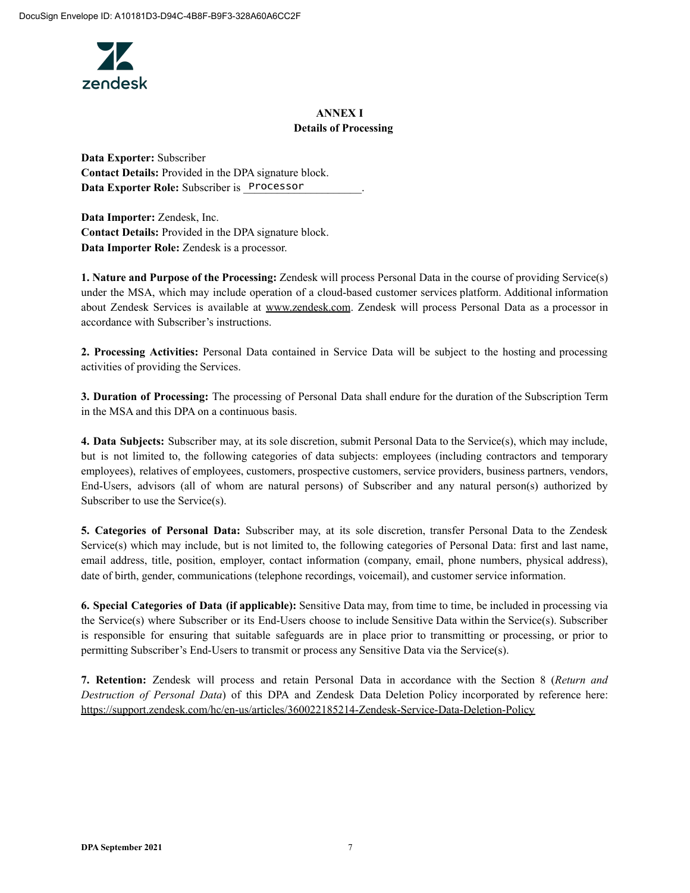DocuSign Envelope ID: A10181D3-D94C-4B8F-B9F3-328A60A6CC2F

**ANNEX I**
**Details of Processing**

**Data Exporter:** Subscriber
**Contact Details:** Provided in the DPA signature block.
**Data Exporter Role:** Subscriber is Processor.

**Data Importer:** Zendesk, Inc.
**Contact Details:** Provided in the DPA signature block.
**Data Importer Role:** Zendesk is a processor.

**1. Nature and Purpose of the Processing:** Zendesk will process Personal Data in the course of providing Service(s) under the MSA, which may include operation of a cloud-based customer services platform. Additional information about Zendesk Services is available at www.zendesk.com. Zendesk will process Personal Data as a processor in accordance with Subscriber's instructions.

**2. Processing Activities:** Personal Data contained in Service Data will be subject to the hosting and processing activities of providing the Services.

**3. Duration of Processing:** The processing of Personal Data shall endure for the duration of the Subscription Term in the MSA and this DPA on a continuous basis.

**4. Data Subjects:** Subscriber may, at its sole discretion, submit Personal Data to the Service(s), which may include, but is not limited to, the following categories of data subjects: employees (including contractors and temporary employees), relatives of employees, customers, prospective customers, service providers, business partners, vendors, End-Users, advisors (all of whom are natural persons) of Subscriber and any natural person(s) authorized by Subscriber to use the Service(s).

**5. Categories of Personal Data:** Subscriber may, at its sole discretion, transfer Personal Data to the Zendesk Service(s) which may include, but is not limited to, the following categories of Personal Data: first and last name, email address, title, position, employer, contact information (company, email, phone numbers, physical address), date of birth, gender, communications (telephone recordings, voicemail), and customer service information.

**6. Special Categories of Data (if applicable):** Sensitive Data may, from time to time, be included in processing via the Service(s) where Subscriber or its End-Users choose to include Sensitive Data within the Service(s). Subscriber is responsible for ensuring that suitable safeguards are in place prior to transmitting or processing, or prior to permitting Subscriber's End-Users to transmit or process any Sensitive Data via the Service(s).

**7. Retention:** Zendesk will process and retain Personal Data in accordance with the Section 8 (*Return and Destruction of Personal Data*) of this DPA and Zendesk Data Deletion Policy incorporated by reference here: https://support.zendesk.com/hc/en-us/articles/360022185214-Zendesk-Service-Data-Deletion-Policy

**DPA September 2021**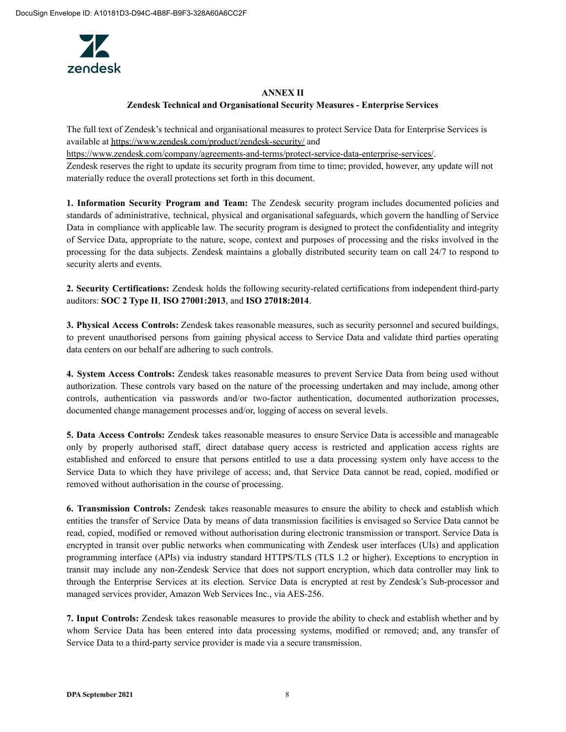## ANNEX II

### Zendesk Technical and Organisational Security Measures - Enterprise Services

The full text of Zendesk's technical and organisational measures to protect Service Data for Enterprise Services is available at https://www.zendesk.com/product/zendesk-security/ and https://www.zendesk.com/company/agreements-and-terms/protect-service-data-enterprise-services/.

Zendesk reserves the right to update its security program from time to time; provided, however, any update will not materially reduce the overall protections set forth in this document.

**1. Information Security Program and Team:** The Zendesk security program includes documented policies and standards of administrative, technical, physical and organisational safeguards, which govern the handling of Service Data in compliance with applicable law. The security program is designed to protect the confidentiality and integrity of Service Data, appropriate to the nature, scope, context and purposes of processing and the risks involved in the processing for the data subjects. Zendesk maintains a globally distributed security team on call 24/7 to respond to security alerts and events.

**2. Security Certifications:** Zendesk holds the following security-related certifications from independent third-party auditors: **SOC 2 Type II**, **ISO 27001:2013**, and **ISO 27018:2014**.

**3. Physical Access Controls:** Zendesk takes reasonable measures, such as security personnel and secured buildings, to prevent unauthorised persons from gaining physical access to Service Data and validate third parties operating data centers on our behalf are adhering to such controls.

**4. System Access Controls:** Zendesk takes reasonable measures to prevent Service Data from being used without authorization. These controls vary based on the nature of the processing undertaken and may include, among other controls, authentication via passwords and/or two-factor authentication, documented authorization processes, documented change management processes and/or, logging of access on several levels.

**5. Data Access Controls:** Zendesk takes reasonable measures to ensure Service Data is accessible and manageable only by properly authorised staff, direct database query access is restricted and application access rights are established and enforced to ensure that persons entitled to use a data processing system only have access to the Service Data to which they have privilege of access; and, that Service Data cannot be read, copied, modified or removed without authorisation in the course of processing.

**6. Transmission Controls:** Zendesk takes reasonable measures to ensure the ability to check and establish which entities the transfer of Service Data by means of data transmission facilities is envisaged so Service Data cannot be read, copied, modified or removed without authorisation during electronic transmission or transport. Service Data is encrypted in transit over public networks when communicating with Zendesk user interfaces (UIs) and application programming interface (APIs) via industry standard HTTPS/TLS (TLS 1.2 or higher). Exceptions to encryption in transit may include any non-Zendesk Service that does not support encryption, which data controller may link to through the Enterprise Services at its election. Service Data is encrypted at rest by Zendesk's Sub-processor and managed services provider, Amazon Web Services Inc., via AES-256.

**7. Input Controls:** Zendesk takes reasonable measures to provide the ability to check and establish whether and by whom Service Data has been entered into data processing systems, modified or removed; and, any transfer of Service Data to a third-party service provider is made via a secure transmission.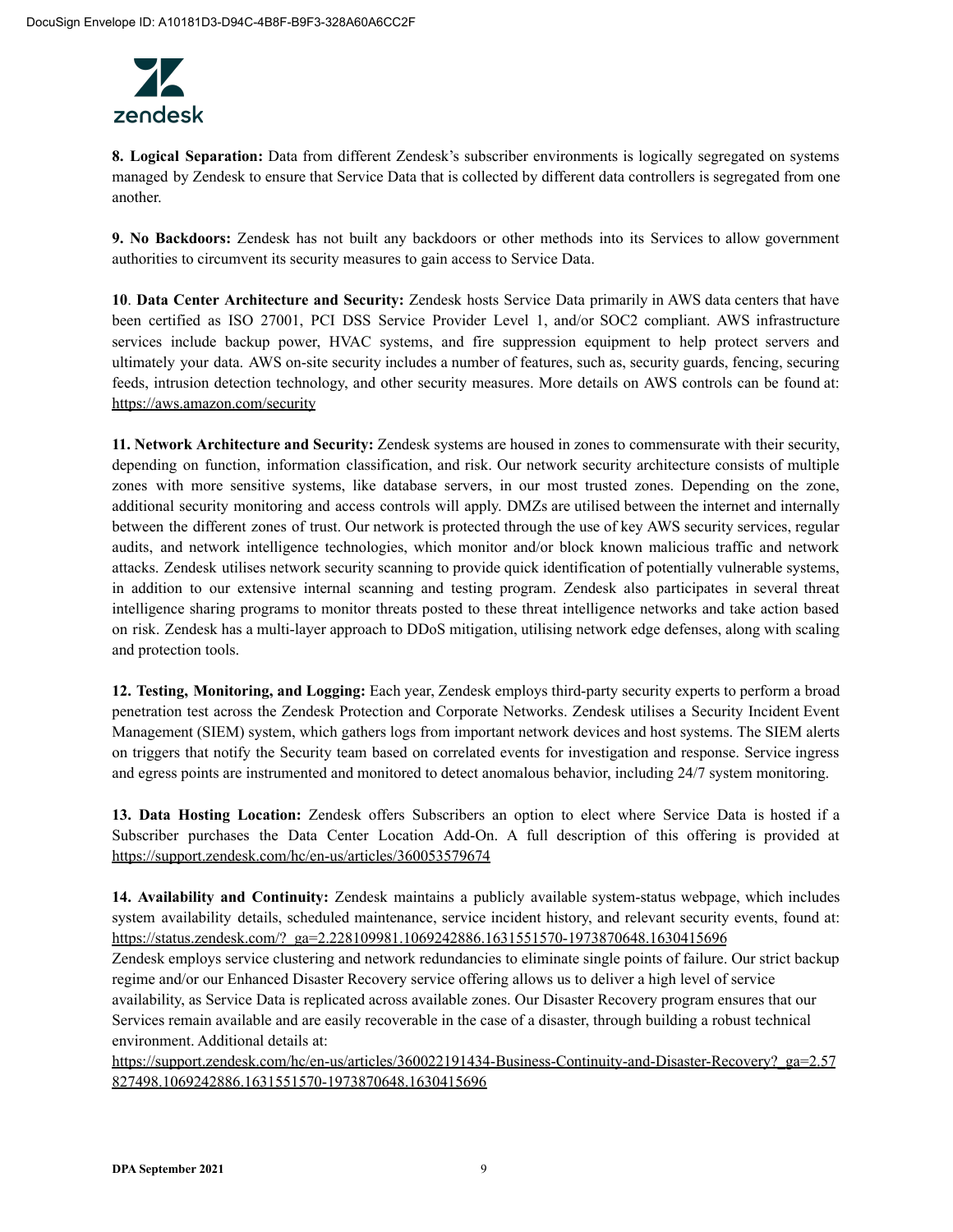**8. Logical Separation:** Data from different Zendesk's subscriber environments is logically segregated on systems managed by Zendesk to ensure that Service Data that is collected by different data controllers is segregated from one another.

**9. No Backdoors:** Zendesk has not built any backdoors or other methods into its Services to allow government authorities to circumvent its security measures to gain access to Service Data.

**10**. **Data Center Architecture and Security:** Zendesk hosts Service Data primarily in AWS data centers that have been certified as ISO 27001, PCI DSS Service Provider Level 1, and/or SOC2 compliant. AWS infrastructure services include backup power, HVAC systems, and fire suppression equipment to help protect servers and ultimately your data. AWS on-site security includes a number of features, such as, security guards, fencing, securing feeds, intrusion detection technology, and other security measures. More details on AWS controls can be found at: https://aws.amazon.com/security

**11. Network Architecture and Security:** Zendesk systems are housed in zones to commensurate with their security, depending on function, information classification, and risk. Our network security architecture consists of multiple zones with more sensitive systems, like database servers, in our most trusted zones. Depending on the zone, additional security monitoring and access controls will apply. DMZs are utilised between the internet and internally between the different zones of trust. Our network is protected through the use of key AWS security services, regular audits, and network intelligence technologies, which monitor and/or block known malicious traffic and network attacks. Zendesk utilises network security scanning to provide quick identification of potentially vulnerable systems, in addition to our extensive internal scanning and testing program. Zendesk also participates in several threat intelligence sharing programs to monitor threats posted to these threat intelligence networks and take action based on risk. Zendesk has a multi-layer approach to DDoS mitigation, utilising network edge defenses, along with scaling and protection tools.

**12. Testing, Monitoring, and Logging:** Each year, Zendesk employs third-party security experts to perform a broad penetration test across the Zendesk Protection and Corporate Networks. Zendesk utilises a Security Incident Event Management (SIEM) system, which gathers logs from important network devices and host systems. The SIEM alerts on triggers that notify the Security team based on correlated events for investigation and response. Service ingress and egress points are instrumented and monitored to detect anomalous behavior, including 24/7 system monitoring.

**13. Data Hosting Location:** Zendesk offers Subscribers an option to elect where Service Data is hosted if a Subscriber purchases the Data Center Location Add-On. A full description of this offering is provided at https://support.zendesk.com/hc/en-us/articles/360053579674

**14. Availability and Continuity:** Zendesk maintains a publicly available system-status webpage, which includes system availability details, scheduled maintenance, service incident history, and relevant security events, found at: https://status.zendesk.com/?_ga=2.228109981.1069242886.1631551570-1973870648.1630415696

Zendesk employs service clustering and network redundancies to eliminate single points of failure. Our strict backup regime and/or our Enhanced Disaster Recovery service offering allows us to deliver a high level of service availability, as Service Data is replicated across available zones. Our Disaster Recovery program ensures that our Services remain available and are easily recoverable in the case of a disaster, through building a robust technical environment. Additional details at:

https://support.zendesk.com/hc/en-us/articles/360022191434-Business-Continuity-and-Disaster-Recovery?_ga=2.57827498.1069242886.1631551570-1973870648.1630415696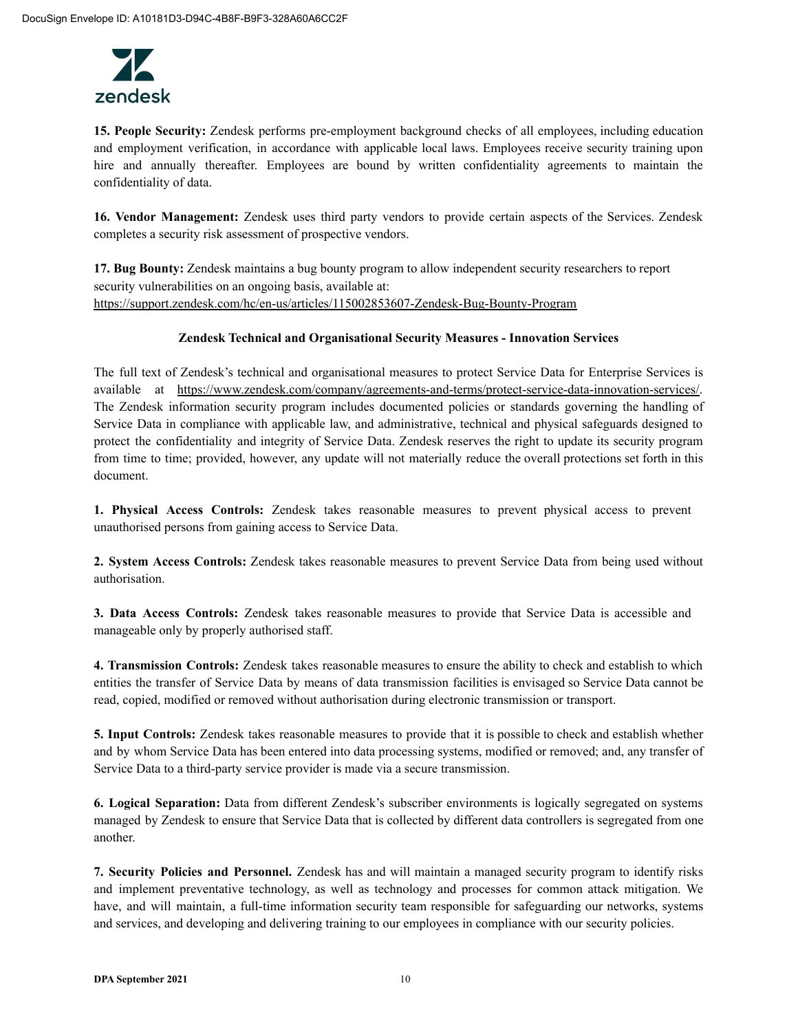**15. People Security:** Zendesk performs pre-employment background checks of all employees, including education and employment verification, in accordance with applicable local laws. Employees receive security training upon hire and annually thereafter. Employees are bound by written confidentiality agreements to maintain the confidentiality of data.

**16. Vendor Management:** Zendesk uses third party vendors to provide certain aspects of the Services. Zendesk completes a security risk assessment of prospective vendors.

**17. Bug Bounty:** Zendesk maintains a bug bounty program to allow independent security researchers to report security vulnerabilities on an ongoing basis, available at: https://support.zendesk.com/hc/en-us/articles/115002853607-Zendesk-Bug-Bounty-Program

## Zendesk Technical and Organisational Security Measures - Innovation Services

The full text of Zendesk's technical and organisational measures to protect Service Data for Enterprise Services is available at https://www.zendesk.com/company/agreements-and-terms/protect-service-data-innovation-services/. The Zendesk information security program includes documented policies or standards governing the handling of Service Data in compliance with applicable law, and administrative, technical and physical safeguards designed to protect the confidentiality and integrity of Service Data. Zendesk reserves the right to update its security program from time to time; provided, however, any update will not materially reduce the overall protections set forth in this document.

**1. Physical Access Controls:** Zendesk takes reasonable measures to prevent physical access to prevent unauthorised persons from gaining access to Service Data.

**2. System Access Controls:** Zendesk takes reasonable measures to prevent Service Data from being used without authorisation.

**3. Data Access Controls:** Zendesk takes reasonable measures to provide that Service Data is accessible and manageable only by properly authorised staff.

**4. Transmission Controls:** Zendesk takes reasonable measures to ensure the ability to check and establish to which entities the transfer of Service Data by means of data transmission facilities is envisaged so Service Data cannot be read, copied, modified or removed without authorisation during electronic transmission or transport.

**5. Input Controls:** Zendesk takes reasonable measures to provide that it is possible to check and establish whether and by whom Service Data has been entered into data processing systems, modified or removed; and, any transfer of Service Data to a third-party service provider is made via a secure transmission.

**6. Logical Separation:** Data from different Zendesk's subscriber environments is logically segregated on systems managed by Zendesk to ensure that Service Data that is collected by different data controllers is segregated from one another.

**7. Security Policies and Personnel.** Zendesk has and will maintain a managed security program to identify risks and implement preventative technology, as well as technology and processes for common attack mitigation. We have, and will maintain, a full-time information security team responsible for safeguarding our networks, systems and services, and developing and delivering training to our employees in compliance with our security policies.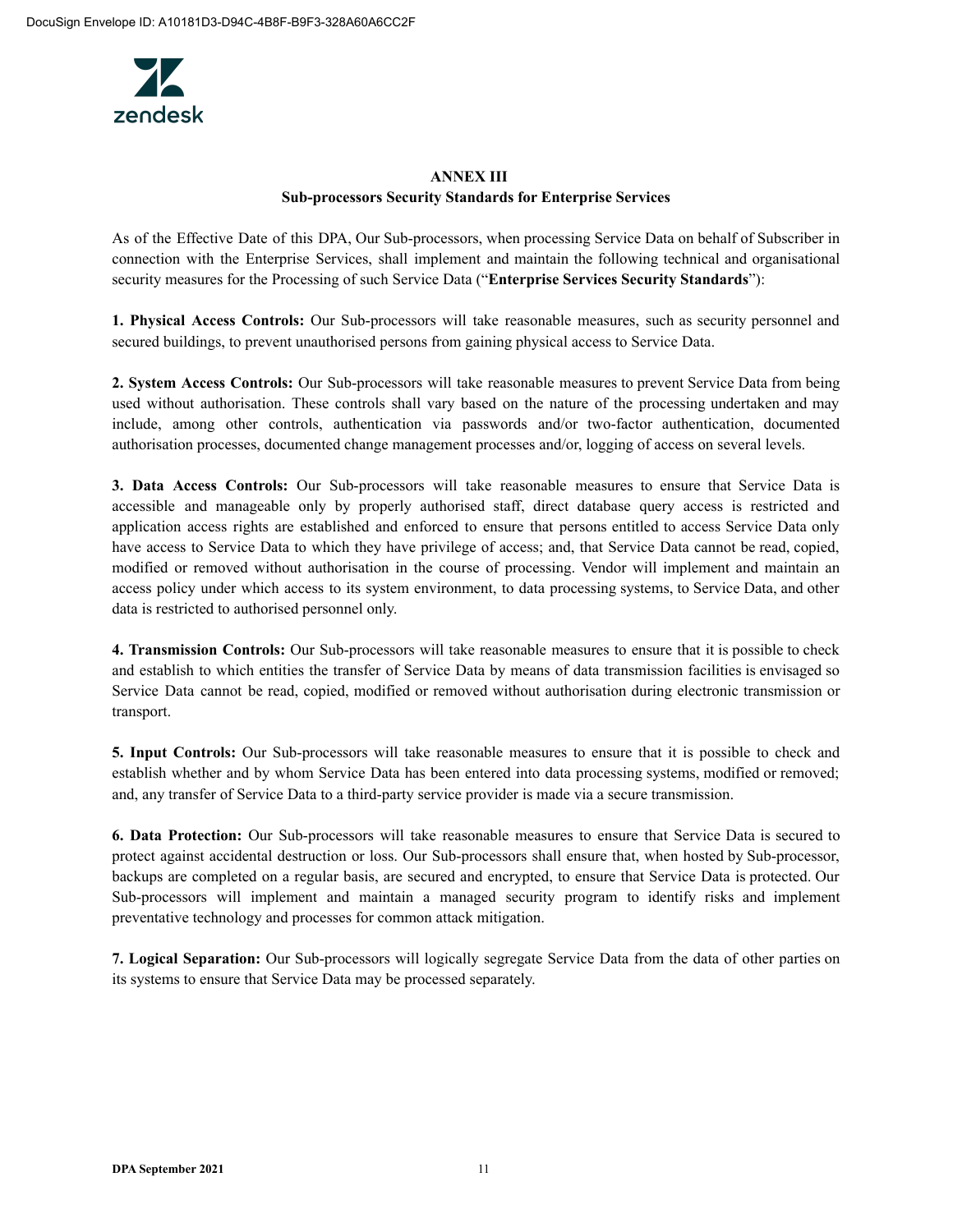## ANNEX III

### Sub-processors Security Standards for Enterprise Services

As of the Effective Date of this DPA, Our Sub-processors, when processing Service Data on behalf of Subscriber in connection with the Enterprise Services, shall implement and maintain the following technical and organisational security measures for the Processing of such Service Data ("**Enterprise Services Security Standards**"):

**1. Physical Access Controls:** Our Sub-processors will take reasonable measures, such as security personnel and secured buildings, to prevent unauthorised persons from gaining physical access to Service Data.

**2. System Access Controls:** Our Sub-processors will take reasonable measures to prevent Service Data from being used without authorisation. These controls shall vary based on the nature of the processing undertaken and may include, among other controls, authentication via passwords and/or two-factor authentication, documented authorisation processes, documented change management processes and/or, logging of access on several levels.

**3. Data Access Controls:** Our Sub-processors will take reasonable measures to ensure that Service Data is accessible and manageable only by properly authorised staff, direct database query access is restricted and application access rights are established and enforced to ensure that persons entitled to access Service Data only have access to Service Data to which they have privilege of access; and, that Service Data cannot be read, copied, modified or removed without authorisation in the course of processing. Vendor will implement and maintain an access policy under which access to its system environment, to data processing systems, to Service Data, and other data is restricted to authorised personnel only.

**4. Transmission Controls:** Our Sub-processors will take reasonable measures to ensure that it is possible to check and establish to which entities the transfer of Service Data by means of data transmission facilities is envisaged so Service Data cannot be read, copied, modified or removed without authorisation during electronic transmission or transport.

**5. Input Controls:** Our Sub-processors will take reasonable measures to ensure that it is possible to check and establish whether and by whom Service Data has been entered into data processing systems, modified or removed; and, any transfer of Service Data to a third-party service provider is made via a secure transmission.

**6. Data Protection:** Our Sub-processors will take reasonable measures to ensure that Service Data is secured to protect against accidental destruction or loss. Our Sub-processors shall ensure that, when hosted by Sub-processor, backups are completed on a regular basis, are secured and encrypted, to ensure that Service Data is protected. Our Sub-processors will implement and maintain a managed security program to identify risks and implement preventative technology and processes for common attack mitigation.

**7. Logical Separation:** Our Sub-processors will logically segregate Service Data from the data of other parties on its systems to ensure that Service Data may be processed separately.